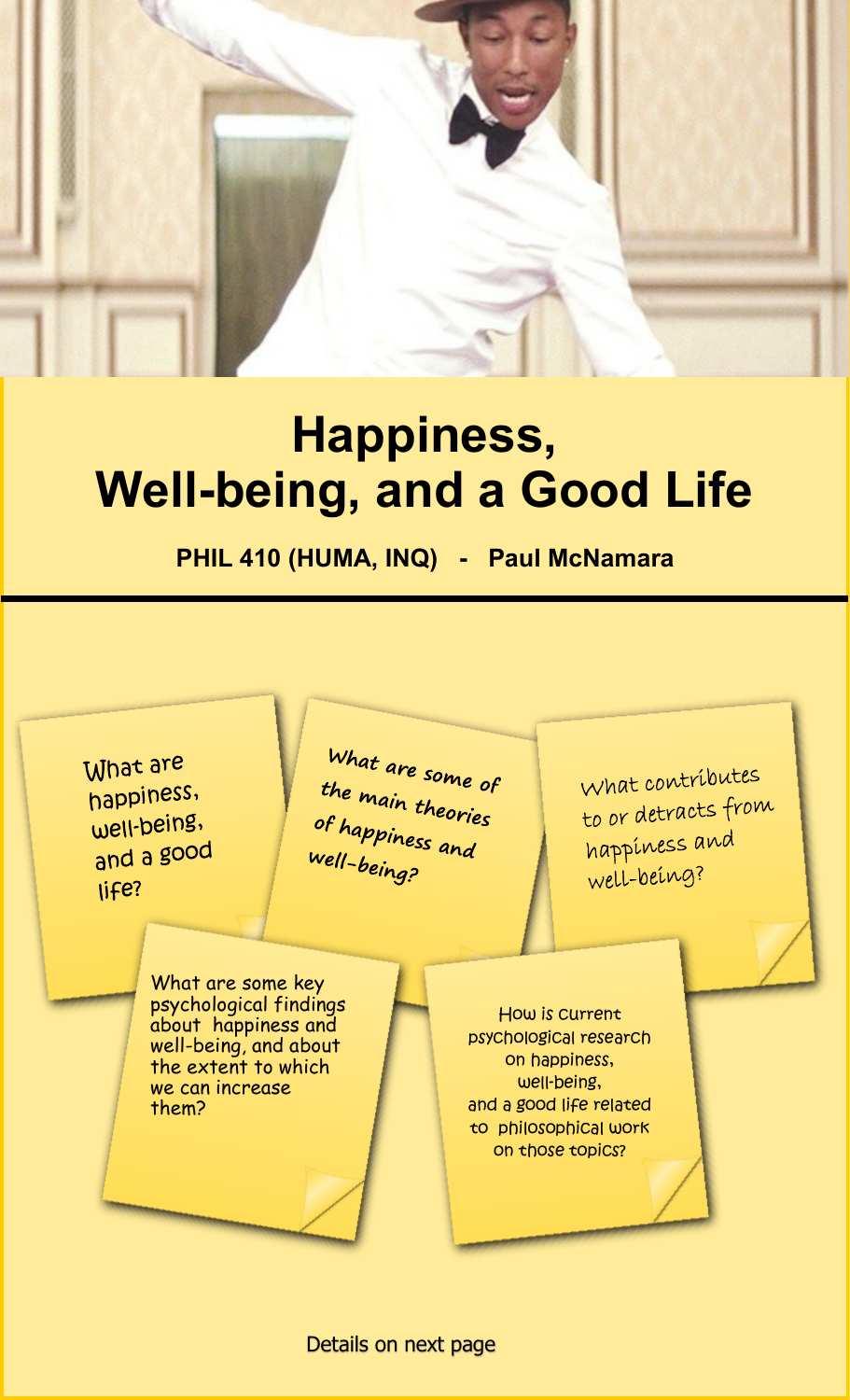# Happiness, Well-being, and a Good Life

**PHIL 410 (HUMA, INQ) - Paul McNamara**

- What are happiness, well-being, and a good life?
- What are some of the main theories of happiness and well-being?
- What contributes to or detracts from happiness and well-being?
- What are some key psychological findings about happiness and well-being, and about the extent to which we can increase them?
- How is current psychological research on happiness, well-being, and a good life related to philosophical work on those topics?

Details on next page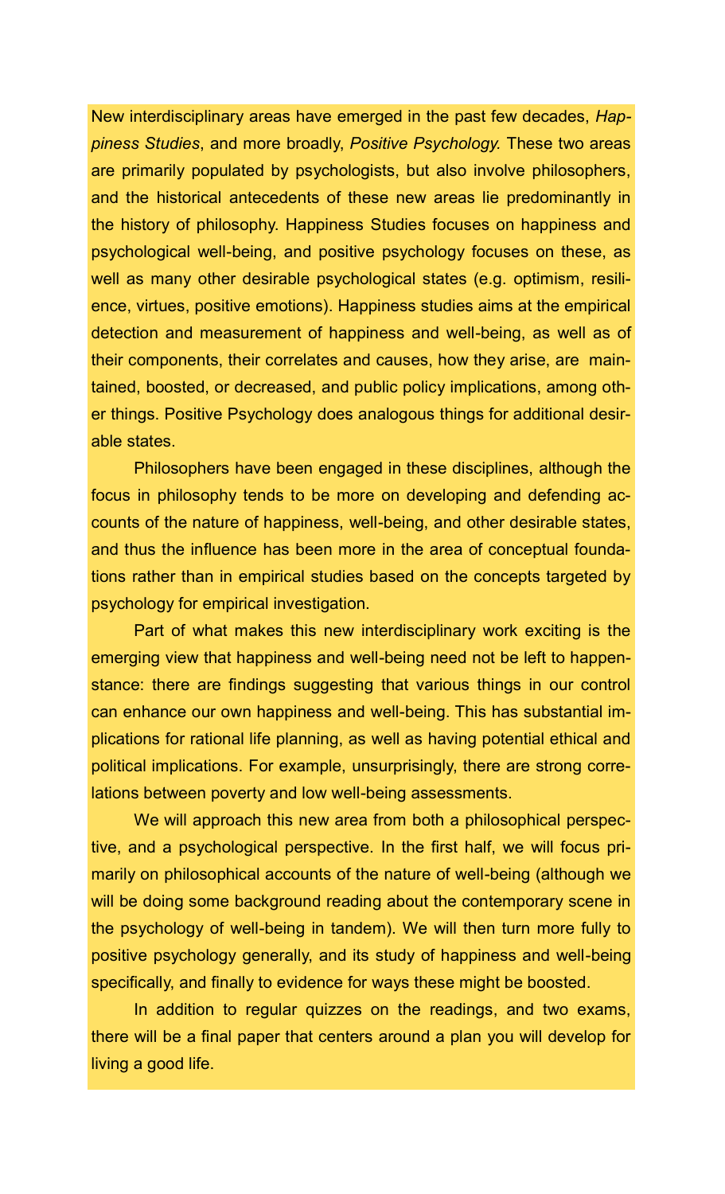New interdisciplinary areas have emerged in the past few decades, *Happiness Studies*, and more broadly, *Positive Psychology.* These two areas are primarily populated by psychologists, but also involve philosophers, and the historical antecedents of these new areas lie predominantly in the history of philosophy. Happiness Studies focuses on happiness and psychological well-being, and positive psychology focuses on these, as well as many other desirable psychological states (e.g. optimism, resilience, virtues, positive emotions). Happiness studies aims at the empirical detection and measurement of happiness and well-being, as well as of their components, their correlates and causes, how they arise, are maintained, boosted, or decreased, and public policy implications, among other things. Positive Psychology does analogous things for additional desirable states.

Philosophers have been engaged in these disciplines, although the focus in philosophy tends to be more on developing and defending accounts of the nature of happiness, well-being, and other desirable states, and thus the influence has been more in the area of conceptual foundations rather than in empirical studies based on the concepts targeted by psychology for empirical investigation.

Part of what makes this new interdisciplinary work exciting is the emerging view that happiness and well-being need not be left to happenstance: there are findings suggesting that various things in our control can enhance our own happiness and well-being. This has substantial implications for rational life planning, as well as having potential ethical and political implications. For example, unsurprisingly, there are strong correlations between poverty and low well-being assessments.

We will approach this new area from both a philosophical perspective, and a psychological perspective. In the first half, we will focus primarily on philosophical accounts of the nature of well-being (although we will be doing some background reading about the contemporary scene in the psychology of well-being in tandem). We will then turn more fully to positive psychology generally, and its study of happiness and well-being specifically, and finally to evidence for ways these might be boosted.

In addition to regular quizzes on the readings, and two exams, there will be a final paper that centers around a plan you will develop for living a good life.